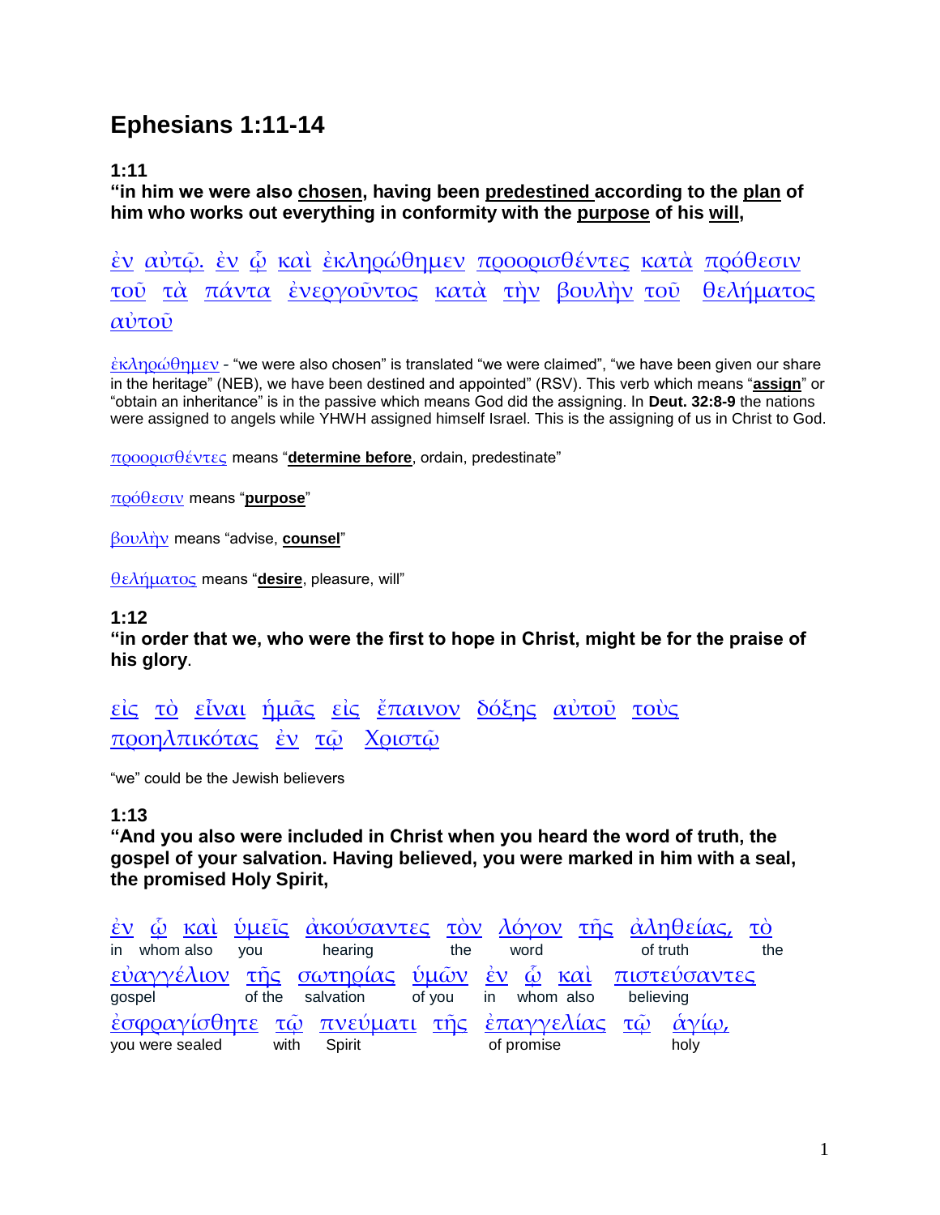# Ephesians 1:11-14

**1:11**

**"in him we were also chosen, having been predestined according to the plan of him who works out everything in conformity with the purpose of his will,**

ἐν αὐτῷ. ἐν ᾧ καὶ ἐκληρώθημεν προορισθέντες κατὰ πρόθεσιν τοῦ τὰ πάντα ἐνεργοῦντος κατὰ τὴν βουλὴν τοῦ θελήματος αὐτοῦ

ἐκληρώθημεν - "we were also chosen" is translated "we were claimed", "we have been given our share in the heritage" (NEB), we have been destined and appointed" (RSV). This verb which means "**assign**" or "obtain an inheritance" is in the passive which means God did the assigning. In **Deut. 32:8-9** the nations were assigned to angels while YHWH assigned himself Israel. This is the assigning of us in Christ to God.

προορισθέντες means "**determine before**, ordain, predestinate"

πρόθεσιν means "**purpose**"

βουλὴν means "advise, **counsel**"

θελήματος means "**desire**, pleasure, will"

**1:12**

**"in order that we, who were the first to hope in Christ, might be for the praise of his glory**.

εἰς τὸ εἶναι ἡμᾶς εἰς ἔπαινον δόξης αὐτοῦ τοὺς προηλπικότας ἐν τῷ Χριστῷ

"we" could be the Jewish believers

**1:13**

**"And you also were included in Christ when you heard the word of truth, the gospel of your salvation. Having believed, you were marked in him with a seal, the promised Holy Spirit,**

ἐν ᾧ καὶ ὑμεῖς ἀκούσαντες τὸν λόγον τῆς ἀληθείας, τὸ
in whom also you hearing the word of truth the

εὐαγγέλιον τῆς σωτηρίας ὑμῶν ἐν ᾧ καὶ πιστεύσαντες
gospel of the salvation of you in whom also believing

ἐσφραγίσθητε τῷ πνεύματι τῆς ἐπαγγελίας τῷ ἁγίῳ,
you were sealed with Spirit of promise holy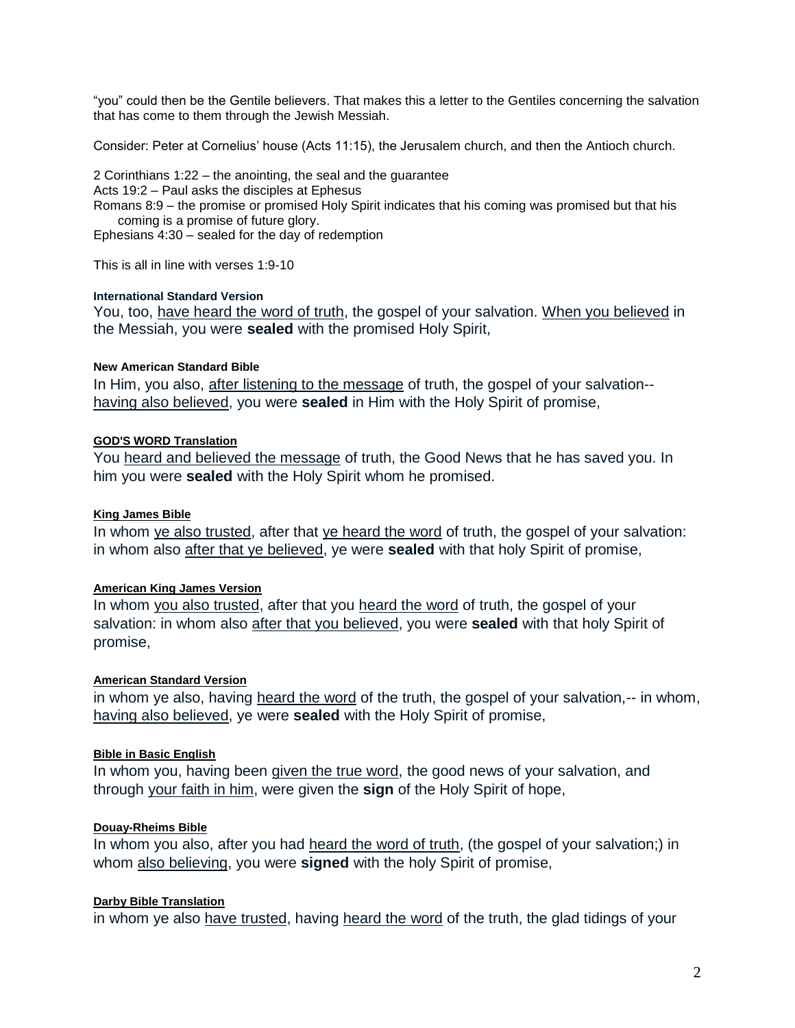"you" could then be the Gentile believers. That makes this a letter to the Gentiles concerning the salvation that has come to them through the Jewish Messiah.

Consider: Peter at Cornelius' house (Acts 11:15), the Jerusalem church, and then the Antioch church.

2 Corinthians 1:22 – the anointing, the seal and the guarantee
Acts 19:2 – Paul asks the disciples at Ephesus
Romans 8:9 – the promise or promised Holy Spirit indicates that his coming was promised but that his coming is a promise of future glory.
Ephesians 4:30 – sealed for the day of redemption

This is all in line with verses 1:9-10

**International Standard Version**

You, too, <u>have heard the word of truth</u>, the gospel of your salvation. <u>When you believed</u> in the Messiah, you were **sealed** with the promised Holy Spirit,

**New American Standard Bible**

In Him, you also, <u>after listening to the message</u> of truth, the gospel of your salvation-- <u>having also believed</u>, you were **sealed** in Him with the Holy Spirit of promise,

**GOD'S WORD Translation**

You <u>heard and believed the message</u> of truth, the Good News that he has saved you. In him you were **sealed** with the Holy Spirit whom he promised.

**King James Bible**

In whom <u>ye also trusted</u>, after that <u>ye heard the word</u> of truth, the gospel of your salvation: in whom also <u>after that ye believed</u>, ye were **sealed** with that holy Spirit of promise,

**American King James Version**

In whom <u>you also trusted</u>, after that you <u>heard the word</u> of truth, the gospel of your salvation: in whom also <u>after that you believed</u>, you were **sealed** with that holy Spirit of promise,

**American Standard Version**

in whom ye also, having <u>heard the word</u> of the truth, the gospel of your salvation,-- in whom, <u>having also believed</u>, ye were **sealed** with the Holy Spirit of promise,

**Bible in Basic English**

In whom you, having been <u>given the true word</u>, the good news of your salvation, and through <u>your faith in him</u>, were given the **sign** of the Holy Spirit of hope,

**Douay-Rheims Bible**

In whom you also, after you had <u>heard the word of truth</u>, (the gospel of your salvation;) in whom <u>also believing</u>, you were **signed** with the holy Spirit of promise,

**Darby Bible Translation**

in whom ye also <u>have trusted</u>, having <u>heard the word</u> of the truth, the glad tidings of your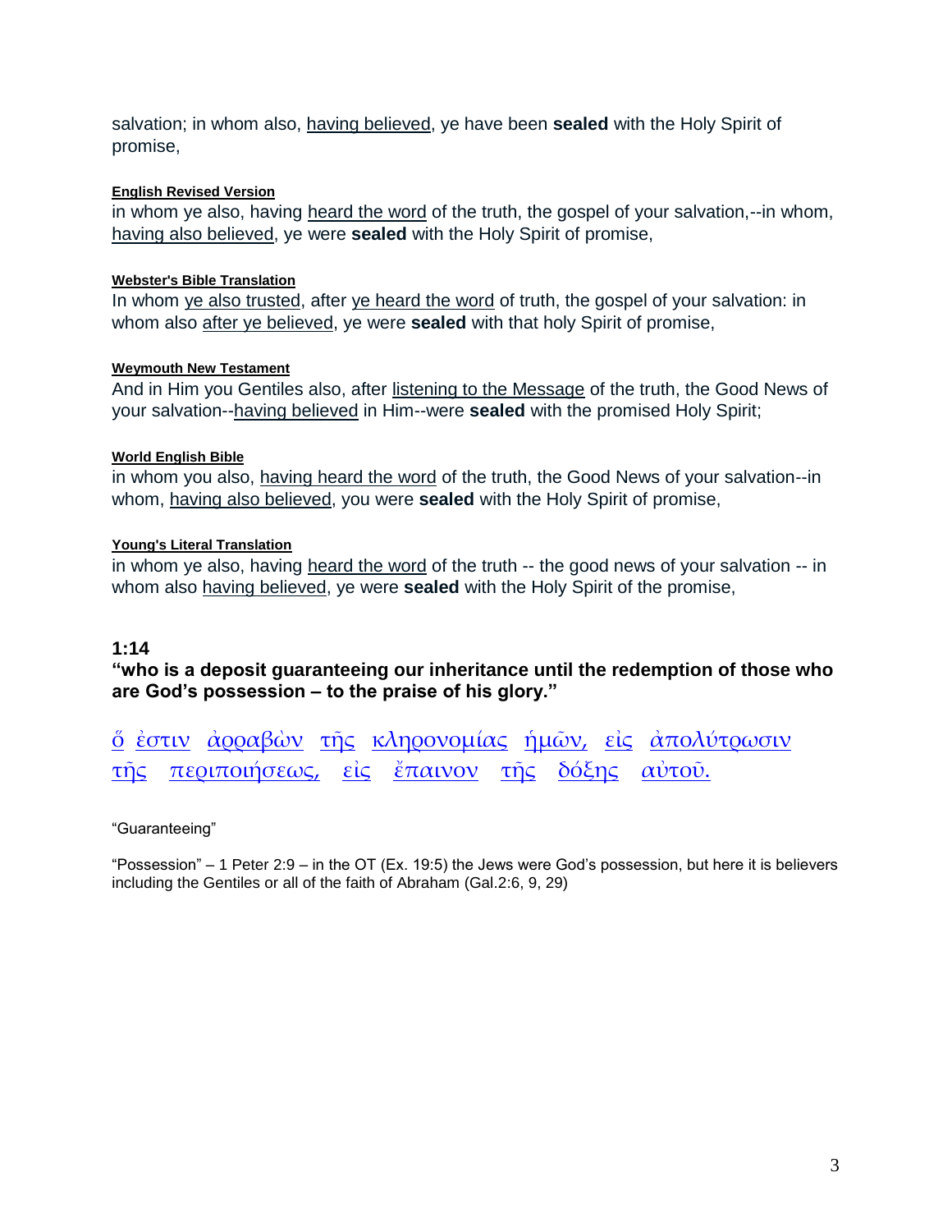salvation; in whom also, <u>having believed</u>, ye have been **sealed** with the Holy Spirit of promise,

**<u>English Revised Version</u>**
in whom ye also, having <u>heard the word</u> of the truth, the gospel of your salvation,--in whom, <u>having also believed</u>, ye were **sealed** with the Holy Spirit of promise,

**<u>Webster's Bible Translation</u>**
In whom <u>ye also trusted</u>, after <u>ye heard the word</u> of truth, the gospel of your salvation: in whom also <u>after ye believed</u>, ye were **sealed** with that holy Spirit of promise,

**<u>Weymouth New Testament</u>**
And in Him you Gentiles also, after <u>listening to the Message</u> of the truth, the Good News of your salvation--<u>having believed</u> in Him--were **sealed** with the promised Holy Spirit;

**<u>World English Bible</u>**
in whom you also, <u>having heard the word</u> of the truth, the Good News of your salvation--in whom, <u>having also believed</u>, you were **sealed** with the Holy Spirit of promise,

**<u>Young's Literal Translation</u>**
in whom ye also, having <u>heard the word</u> of the truth -- the good news of your salvation -- in whom also <u>having believed</u>, ye were **sealed** with the Holy Spirit of the promise,

### 1:14

**“who is a deposit guaranteeing our inheritance until the redemption of those who are God’s possession – to the praise of his glory.”**

ὅ ἐστιν ἀρραβὼν τῆς κληρονομίας ἡμῶν, εἰς ἀπολύτρωσιν τῆς περιποιήσεως, εἰς ἔπαινον τῆς δόξης αὐτοῦ.

“Guaranteeing”

“Possession” – 1 Peter 2:9 – in the OT (Ex. 19:5) the Jews were God’s possession, but here it is believers including the Gentiles or all of the faith of Abraham (Gal.2:6, 9, 29)